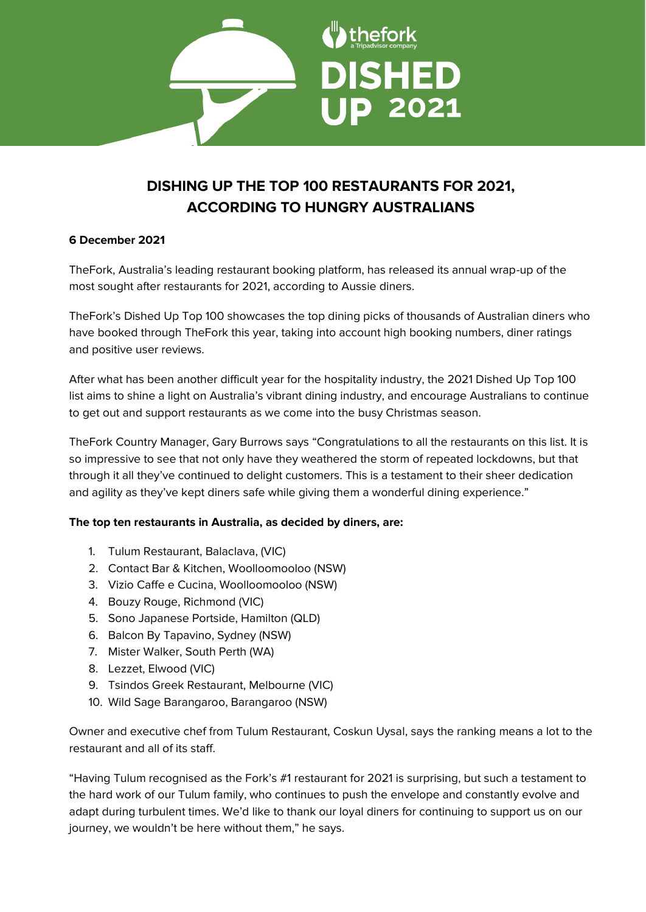thefork
a Tripadvisor company

DISHED UP 2021

# DISHING UP THE TOP 100 RESTAURANTS FOR 2021, ACCORDING TO HUNGRY AUSTRALIANS

**6 December 2021**

TheFork, Australia's leading restaurant booking platform, has released its annual wrap-up of the most sought after restaurants for 2021, according to Aussie diners.

TheFork's Dished Up Top 100 showcases the top dining picks of thousands of Australian diners who have booked through TheFork this year, taking into account high booking numbers, diner ratings and positive user reviews.

After what has been another difficult year for the hospitality industry, the 2021 Dished Up Top 100 list aims to shine a light on Australia's vibrant dining industry, and encourage Australians to continue to get out and support restaurants as we come into the busy Christmas season.

TheFork Country Manager, Gary Burrows says "Congratulations to all the restaurants on this list. It is so impressive to see that not only have they weathered the storm of repeated lockdowns, but that through it all they've continued to delight customers. This is a testament to their sheer dedication and agility as they've kept diners safe while giving them a wonderful dining experience."

**The top ten restaurants in Australia, as decided by diners, are:**

1. Tulum Restaurant, Balaclava, (VIC)
2. Contact Bar & Kitchen, Woolloomooloo (NSW)
3. Vizio Caffe e Cucina, Woolloomooloo (NSW)
4. Bouzy Rouge, Richmond (VIC)
5. Sono Japanese Portside, Hamilton (QLD)
6. Balcon By Tapavino, Sydney (NSW)
7. Mister Walker, South Perth (WA)
8. Lezzet, Elwood (VIC)
9. Tsindos Greek Restaurant, Melbourne (VIC)
10. Wild Sage Barangaroo, Barangaroo (NSW)

Owner and executive chef from Tulum Restaurant, Coskun Uysal, says the ranking means a lot to the restaurant and all of its staff.

"Having Tulum recognised as the Fork's #1 restaurant for 2021 is surprising, but such a testament to the hard work of our Tulum family, who continues to push the envelope and constantly evolve and adapt during turbulent times. We'd like to thank our loyal diners for continuing to support us on our journey, we wouldn't be here without them," he says.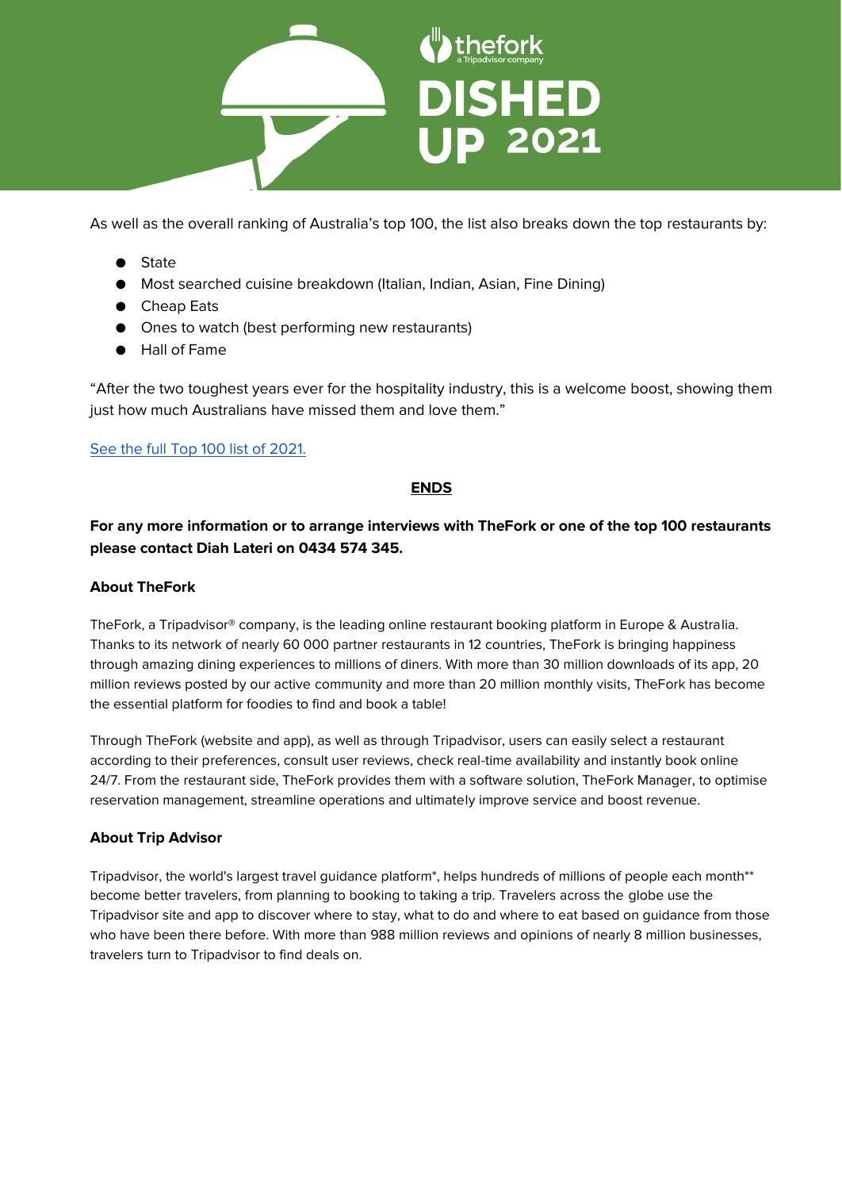As well as the overall ranking of Australia's top 100, the list also breaks down the top restaurants by:

- State
- Most searched cuisine breakdown (Italian, Indian, Asian, Fine Dining)
- Cheap Eats
- Ones to watch (best performing new restaurants)
- Hall of Fame

"After the two toughest years ever for the hospitality industry, this is a welcome boost, showing them just how much Australians have missed them and love them."

See the full Top 100 list of 2021.

**ENDS**

**For any more information or to arrange interviews with TheFork or one of the top 100 restaurants please contact Diah Lateri on 0434 574 345.**

**About TheFork**

TheFork, a Tripadvisor® company, is the leading online restaurant booking platform in Europe & Australia. Thanks to its network of nearly 60 000 partner restaurants in 12 countries, TheFork is bringing happiness through amazing dining experiences to millions of diners. With more than 30 million downloads of its app, 20 million reviews posted by our active community and more than 20 million monthly visits, TheFork has become the essential platform for foodies to find and book a table!

Through TheFork (website and app), as well as through Tripadvisor, users can easily select a restaurant according to their preferences, consult user reviews, check real-time availability and instantly book online 24/7. From the restaurant side, TheFork provides them with a software solution, TheFork Manager, to optimise reservation management, streamline operations and ultimately improve service and boost revenue.

**About Trip Advisor**

Tripadvisor, the world's largest travel guidance platform*, helps hundreds of millions of people each month** become better travelers, from planning to booking to taking a trip. Travelers across the globe use the Tripadvisor site and app to discover where to stay, what to do and where to eat based on guidance from those who have been there before. With more than 988 million reviews and opinions of nearly 8 million businesses, travelers turn to Tripadvisor to find deals on.